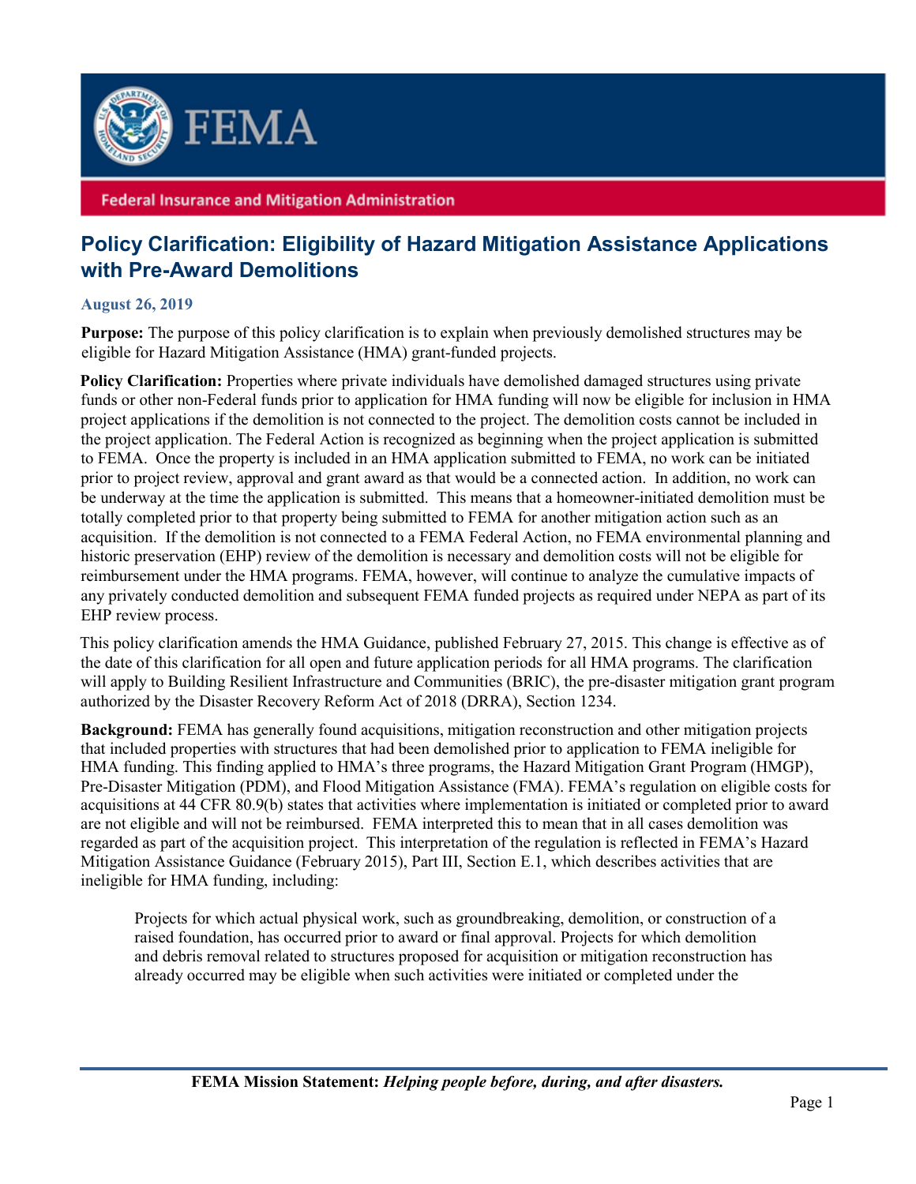FEMA

Federal Insurance and Mitigation Administration

# Policy Clarification: Eligibility of Hazard Mitigation Assistance Applications with Pre-Award Demolitions

**August 26, 2019**

**Purpose:** The purpose of this policy clarification is to explain when previously demolished structures may be eligible for Hazard Mitigation Assistance (HMA) grant-funded projects.

**Policy Clarification:** Properties where private individuals have demolished damaged structures using private funds or other non-Federal funds prior to application for HMA funding will now be eligible for inclusion in HMA project applications if the demolition is not connected to the project. The demolition costs cannot be included in the project application. The Federal Action is recognized as beginning when the project application is submitted to FEMA. Once the property is included in an HMA application submitted to FEMA, no work can be initiated prior to project review, approval and grant award as that would be a connected action. In addition, no work can be underway at the time the application is submitted. This means that a homeowner-initiated demolition must be totally completed prior to that property being submitted to FEMA for another mitigation action such as an acquisition. If the demolition is not connected to a FEMA Federal Action, no FEMA environmental planning and historic preservation (EHP) review of the demolition is necessary and demolition costs will not be eligible for reimbursement under the HMA programs. FEMA, however, will continue to analyze the cumulative impacts of any privately conducted demolition and subsequent FEMA funded projects as required under NEPA as part of its EHP review process.

This policy clarification amends the HMA Guidance, published February 27, 2015. This change is effective as of the date of this clarification for all open and future application periods for all HMA programs. The clarification will apply to Building Resilient Infrastructure and Communities (BRIC), the pre-disaster mitigation grant program authorized by the Disaster Recovery Reform Act of 2018 (DRRA), Section 1234.

**Background:** FEMA has generally found acquisitions, mitigation reconstruction and other mitigation projects that included properties with structures that had been demolished prior to application to FEMA ineligible for HMA funding. This finding applied to HMA's three programs, the Hazard Mitigation Grant Program (HMGP), Pre-Disaster Mitigation (PDM), and Flood Mitigation Assistance (FMA). FEMA's regulation on eligible costs for acquisitions at 44 CFR 80.9(b) states that activities where implementation is initiated or completed prior to award are not eligible and will not be reimbursed. FEMA interpreted this to mean that in all cases demolition was regarded as part of the acquisition project. This interpretation of the regulation is reflected in FEMA's Hazard Mitigation Assistance Guidance (February 2015), Part III, Section E.1, which describes activities that are ineligible for HMA funding, including:

> Projects for which actual physical work, such as groundbreaking, demolition, or construction of a raised foundation, has occurred prior to award or final approval. Projects for which demolition and debris removal related to structures proposed for acquisition or mitigation reconstruction has already occurred may be eligible when such activities were initiated or completed under the

**FEMA Mission Statement:** *Helping people before, during, and after disasters.*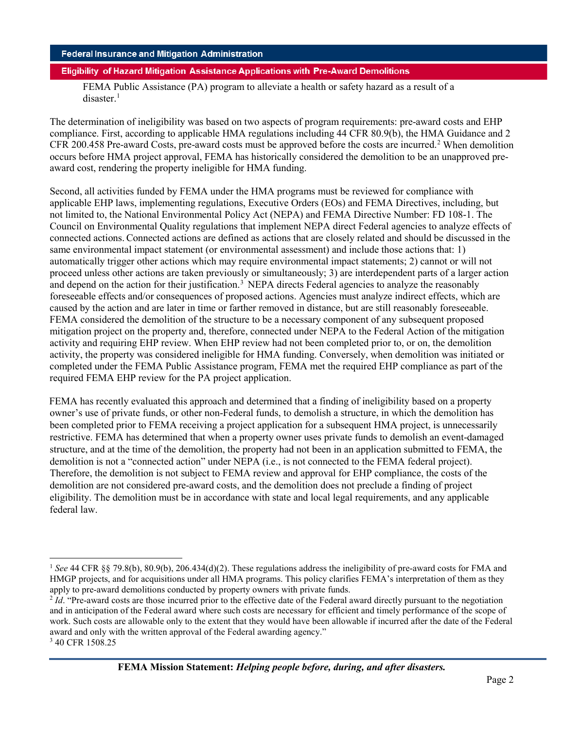FEMA Public Assistance (PA) program to alleviate a health or safety hazard as a result of a disaster.[1]

The determination of ineligibility was based on two aspects of program requirements: pre-award costs and EHP compliance. First, according to applicable HMA regulations including 44 CFR 80.9(b), the HMA Guidance and 2 CFR 200.458 Pre-award Costs, pre-award costs must be approved before the costs are incurred.[2] When demolition occurs before HMA project approval, FEMA has historically considered the demolition to be an unapproved pre-award cost, rendering the property ineligible for HMA funding.

Second, all activities funded by FEMA under the HMA programs must be reviewed for compliance with applicable EHP laws, implementing regulations, Executive Orders (EOs) and FEMA Directives, including, but not limited to, the National Environmental Policy Act (NEPA) and FEMA Directive Number: FD 108-1. The Council on Environmental Quality regulations that implement NEPA direct Federal agencies to analyze effects of connected actions. Connected actions are defined as actions that are closely related and should be discussed in the same environmental impact statement (or environmental assessment) and include those actions that: 1) automatically trigger other actions which may require environmental impact statements; 2) cannot or will not proceed unless other actions are taken previously or simultaneously; 3) are interdependent parts of a larger action and depend on the action for their justification.[3] NEPA directs Federal agencies to analyze the reasonably foreseeable effects and/or consequences of proposed actions. Agencies must analyze indirect effects, which are caused by the action and are later in time or farther removed in distance, but are still reasonably foreseeable. FEMA considered the demolition of the structure to be a necessary component of any subsequent proposed mitigation project on the property and, therefore, connected under NEPA to the Federal Action of the mitigation activity and requiring EHP review. When EHP review had not been completed prior to, or on, the demolition activity, the property was considered ineligible for HMA funding. Conversely, when demolition was initiated or completed under the FEMA Public Assistance program, FEMA met the required EHP compliance as part of the required FEMA EHP review for the PA project application.

FEMA has recently evaluated this approach and determined that a finding of ineligibility based on a property owner's use of private funds, or other non-Federal funds, to demolish a structure, in which the demolition has been completed prior to FEMA receiving a project application for a subsequent HMA project, is unnecessarily restrictive. FEMA has determined that when a property owner uses private funds to demolish an event-damaged structure, and at the time of the demolition, the property had not been in an application submitted to FEMA, the demolition is not a "connected action" under NEPA (i.e., is not connected to the FEMA federal project). Therefore, the demolition is not subject to FEMA review and approval for EHP compliance, the costs of the demolition are not considered pre-award costs, and the demolition does not preclude a finding of project eligibility. The demolition must be in accordance with state and local legal requirements, and any applicable federal law.

---

[1] *See* 44 CFR §§ 79.8(b), 80.9(b), 206.434(d)(2). These regulations address the ineligibility of pre-award costs for FMA and HMGP projects, and for acquisitions under all HMA programs. This policy clarifies FEMA's interpretation of them as they apply to pre-award demolitions conducted by property owners with private funds.

[2] *Id*. "Pre-award costs are those incurred prior to the effective date of the Federal award directly pursuant to the negotiation and in anticipation of the Federal award where such costs are necessary for efficient and timely performance of the scope of work. Such costs are allowable only to the extent that they would have been allowable if incurred after the date of the Federal award and only with the written approval of the Federal awarding agency."

[3] 40 CFR 1508.25